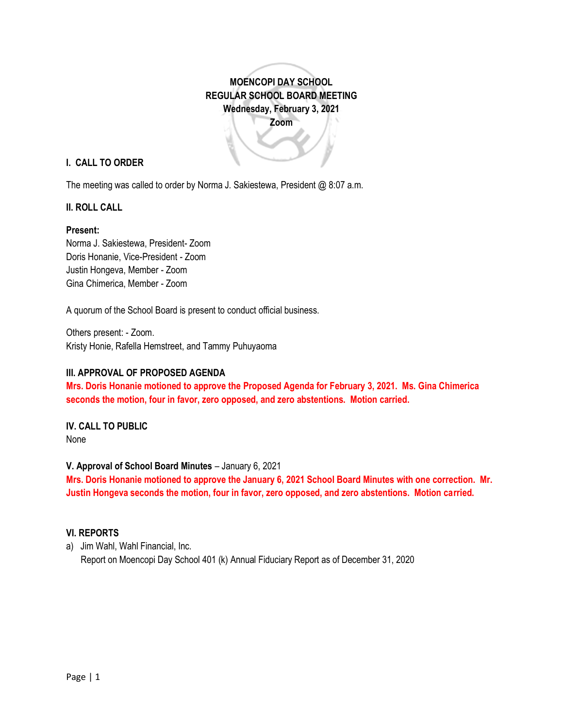# MOENCOPI DAY SCHOOL
## REGULAR SCHOOL BOARD MEETING
### Wednesday, February 3, 2021
### Zoom

## I. CALL TO ORDER

The meeting was called to order by Norma J. Sakiestewa, President @ 8:07 a.m.

## II. ROLL CALL

**Present:**
Norma J. Sakiestewa, President- Zoom
Doris Honanie, Vice-President - Zoom
Justin Hongeva, Member - Zoom
Gina Chimerica, Member - Zoom

A quorum of the School Board is present to conduct official business.

Others present: - Zoom.
Kristy Honie, Rafella Hemstreet, and Tammy Puhuyaoma

## III. APPROVAL OF PROPOSED AGENDA

**Mrs. Doris Honanie motioned to approve the Proposed Agenda for February 3, 2021. Ms. Gina Chimerica seconds the motion, four in favor, zero opposed, and zero abstentions. Motion carried.**

## IV. CALL TO PUBLIC

None

## V. Approval of School Board Minutes – January 6, 2021

**Mrs. Doris Honanie motioned to approve the January 6, 2021 School Board Minutes with one correction. Mr. Justin Hongeva seconds the motion, four in favor, zero opposed, and zero abstentions. Motion carried.**

## VI. REPORTS

a) Jim Wahl, Wahl Financial, Inc.
   Report on Moencopi Day School 401 (k) Annual Fiduciary Report as of December 31, 2020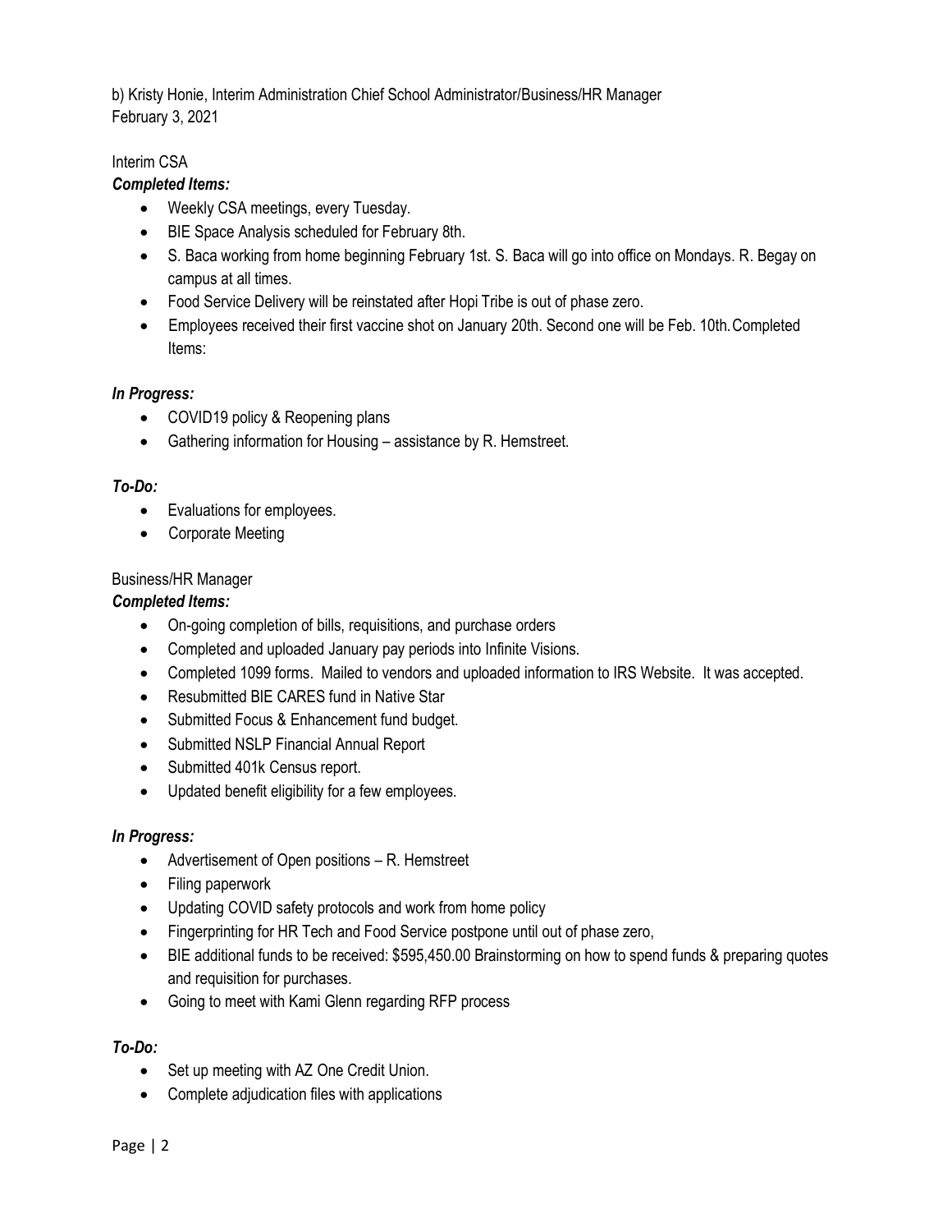b) Kristy Honie, Interim Administration Chief School Administrator/Business/HR Manager
February 3, 2021

Interim CSA

***Completed Items:***

- Weekly CSA meetings, every Tuesday.
- BIE Space Analysis scheduled for February 8th.
- S. Baca working from home beginning February 1st. S. Baca will go into office on Mondays. R. Begay on campus at all times.
- Food Service Delivery will be reinstated after Hopi Tribe is out of phase zero.
- Employees received their first vaccine shot on January 20th. Second one will be Feb. 10th. Completed Items:

***In Progress:***

- COVID19 policy & Reopening plans
- Gathering information for Housing – assistance by R. Hemstreet.

***To-Do:***

- Evaluations for employees.
- Corporate Meeting

Business/HR Manager

***Completed Items:***

- On-going completion of bills, requisitions, and purchase orders
- Completed and uploaded January pay periods into Infinite Visions.
- Completed 1099 forms. Mailed to vendors and uploaded information to IRS Website. It was accepted.
- Resubmitted BIE CARES fund in Native Star
- Submitted Focus & Enhancement fund budget.
- Submitted NSLP Financial Annual Report
- Submitted 401k Census report.
- Updated benefit eligibility for a few employees.

***In Progress:***

- Advertisement of Open positions – R. Hemstreet
- Filing paperwork
- Updating COVID safety protocols and work from home policy
- Fingerprinting for HR Tech and Food Service postpone until out of phase zero,
- BIE additional funds to be received: $595,450.00 Brainstorming on how to spend funds & preparing quotes and requisition for purchases.
- Going to meet with Kami Glenn regarding RFP process

***To-Do:***

- Set up meeting with AZ One Credit Union.
- Complete adjudication files with applications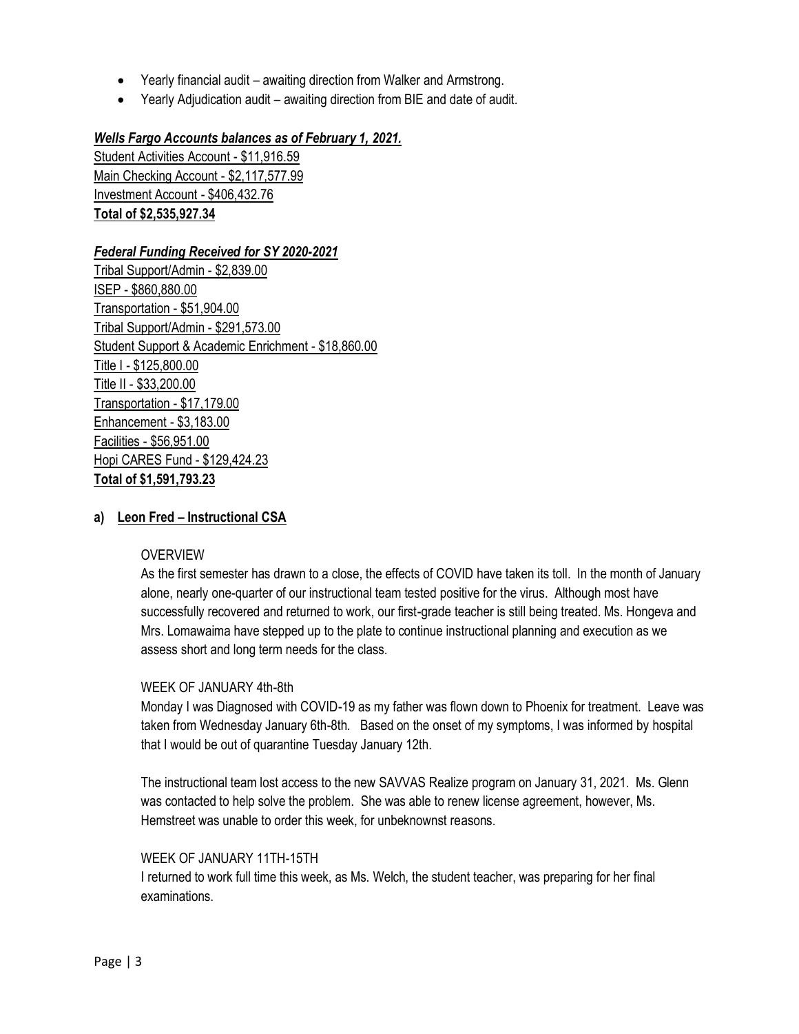- Yearly financial audit – awaiting direction from Walker and Armstrong.
- Yearly Adjudication audit – awaiting direction from BIE and date of audit.

***Wells Fargo Accounts balances as of February 1, 2021.***

Student Activities Account - $11,916.59
Main Checking Account - $2,117,577.99
Investment Account - $406,432.76
**Total of $2,535,927.34**

***Federal Funding Received for SY 2020-2021***

Tribal Support/Admin - $2,839.00
ISEP - $860,880.00
Transportation - $51,904.00
Tribal Support/Admin - $291,573.00
Student Support & Academic Enrichment - $18,860.00
Title I - $125,800.00
Title II - $33,200.00
Transportation - $17,179.00
Enhancement - $3,183.00
Facilities - $56,951.00
Hopi CARES Fund - $129,424.23
**Total of $1,591,793.23**

**a) Leon Fred – Instructional CSA**

OVERVIEW

As the first semester has drawn to a close, the effects of COVID have taken its toll. In the month of January alone, nearly one-quarter of our instructional team tested positive for the virus. Although most have successfully recovered and returned to work, our first-grade teacher is still being treated. Ms. Hongeva and Mrs. Lomawaima have stepped up to the plate to continue instructional planning and execution as we assess short and long term needs for the class.

WEEK OF JANUARY 4th-8th

Monday I was Diagnosed with COVID-19 as my father was flown down to Phoenix for treatment. Leave was taken from Wednesday January 6th-8th. Based on the onset of my symptoms, I was informed by hospital that I would be out of quarantine Tuesday January 12th.

The instructional team lost access to the new SAVVAS Realize program on January 31, 2021. Ms. Glenn was contacted to help solve the problem. She was able to renew license agreement, however, Ms. Hemstreet was unable to order this week, for unbeknownst reasons.

WEEK OF JANUARY 11TH-15TH

I returned to work full time this week, as Ms. Welch, the student teacher, was preparing for her final examinations.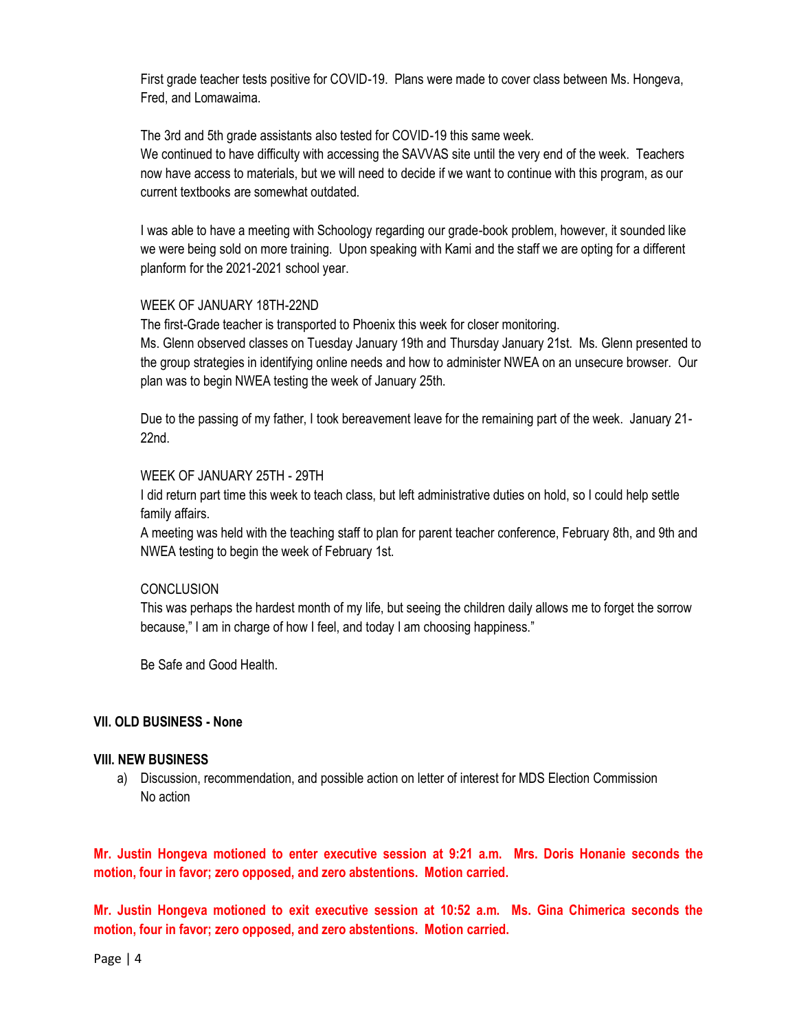First grade teacher tests positive for COVID-19. Plans were made to cover class between Ms. Hongeva, Fred, and Lomawaima.

The 3rd and 5th grade assistants also tested for COVID-19 this same week.
We continued to have difficulty with accessing the SAVVAS site until the very end of the week. Teachers now have access to materials, but we will need to decide if we want to continue with this program, as our current textbooks are somewhat outdated.

I was able to have a meeting with Schoology regarding our grade-book problem, however, it sounded like we were being sold on more training. Upon speaking with Kami and the staff we are opting for a different planform for the 2021-2021 school year.

WEEK OF JANUARY 18TH-22ND
The first-Grade teacher is transported to Phoenix this week for closer monitoring.
Ms. Glenn observed classes on Tuesday January 19th and Thursday January 21st. Ms. Glenn presented to the group strategies in identifying online needs and how to administer NWEA on an unsecure browser. Our plan was to begin NWEA testing the week of January 25th.

Due to the passing of my father, I took bereavement leave for the remaining part of the week. January 21-22nd.

WEEK OF JANUARY 25TH - 29TH
I did return part time this week to teach class, but left administrative duties on hold, so I could help settle family affairs.
A meeting was held with the teaching staff to plan for parent teacher conference, February 8th, and 9th and NWEA testing to begin the week of February 1st.

CONCLUSION
This was perhaps the hardest month of my life, but seeing the children daily allows me to forget the sorrow because," I am in charge of how I feel, and today I am choosing happiness."

Be Safe and Good Health.

**VII. OLD BUSINESS - None**

**VIII. NEW BUSINESS**

a) Discussion, recommendation, and possible action on letter of interest for MDS Election Commission
No action

**Mr. Justin Hongeva motioned to enter executive session at 9:21 a.m. Mrs. Doris Honanie seconds the motion, four in favor; zero opposed, and zero abstentions. Motion carried.**

**Mr. Justin Hongeva motioned to exit executive session at 10:52 a.m. Ms. Gina Chimerica seconds the motion, four in favor; zero opposed, and zero abstentions. Motion carried.**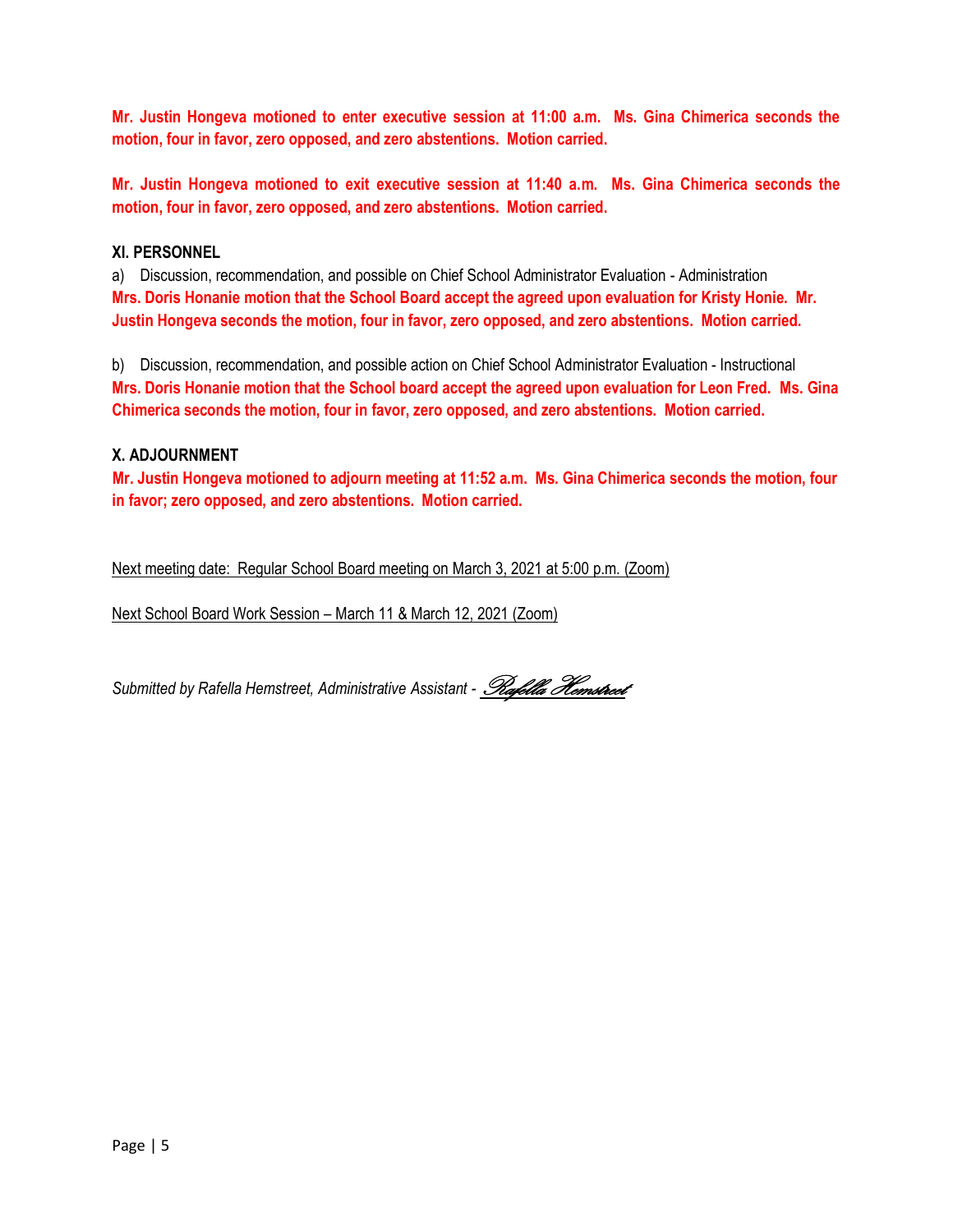**Mr. Justin Hongeva motioned to enter executive session at 11:00 a.m. Ms. Gina Chimerica seconds the motion, four in favor, zero opposed, and zero abstentions. Motion carried.**

**Mr. Justin Hongeva motioned to exit executive session at 11:40 a.m. Ms. Gina Chimerica seconds the motion, four in favor, zero opposed, and zero abstentions. Motion carried.**

**XI. PERSONNEL**

a) Discussion, recommendation, and possible on Chief School Administrator Evaluation - Administration
**Mrs. Doris Honanie motion that the School Board accept the agreed upon evaluation for Kristy Honie. Mr. Justin Hongeva seconds the motion, four in favor, zero opposed, and zero abstentions. Motion carried.**

b) Discussion, recommendation, and possible action on Chief School Administrator Evaluation - Instructional
**Mrs. Doris Honanie motion that the School board accept the agreed upon evaluation for Leon Fred. Ms. Gina Chimerica seconds the motion, four in favor, zero opposed, and zero abstentions. Motion carried.**

**X. ADJOURNMENT**
**Mr. Justin Hongeva motioned to adjourn meeting at 11:52 a.m. Ms. Gina Chimerica seconds the motion, four in favor; zero opposed, and zero abstentions. Motion carried.**

Next meeting date: Regular School Board meeting on March 3, 2021 at 5:00 p.m. (Zoom)

Next School Board Work Session – March 11 & March 12, 2021 (Zoom)

*Submitted by Rafella Hemstreet, Administrative Assistant -* Rafella Hemstreet